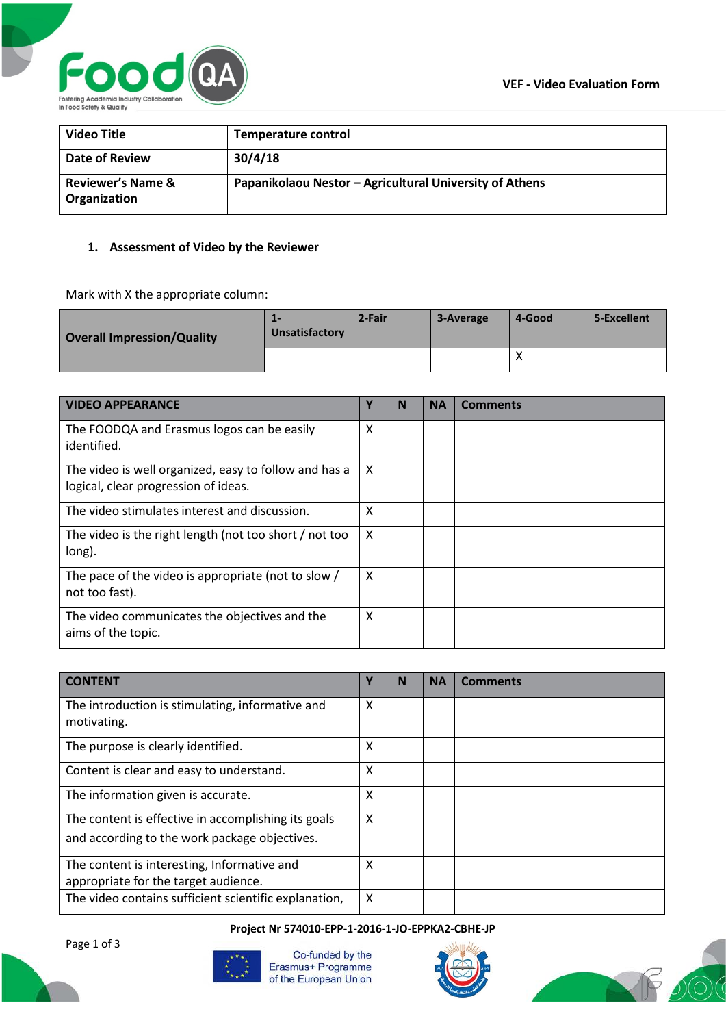VEF - Video Evaluation Form

| Video Title | Temperature control |
|---|---|
| Date of Review | 30/4/18 |
| Reviewer's Name & Organization | Papanikolaou Nestor – Agricultural University of Athens |

## 1. Assessment of Video by the Reviewer

Mark with X the appropriate column:

| Overall Impression/Quality | 1-Unsatisfactory | 2-Fair | 3-Average | 4-Good | 5-Excellent |
|---|---|---|---|---|---|
| | | | | X | |

| VIDEO APPEARANCE | Y | N | NA | Comments |
|---|---|---|---|---|
| The FOODQA and Erasmus logos can be easily identified. | X | | | |
| The video is well organized, easy to follow and has a logical, clear progression of ideas. | X | | | |
| The video stimulates interest and discussion. | X | | | |
| The video is the right length (not too short / not too long). | X | | | |
| The pace of the video is appropriate (not to slow / not too fast). | X | | | |
| The video communicates the objectives and the aims of the topic. | X | | | |

| CONTENT | Y | N | NA | Comments |
|---|---|---|---|---|
| The introduction is stimulating, informative and motivating. | X | | | |
| The purpose is clearly identified. | X | | | |
| Content is clear and easy to understand. | X | | | |
| The information given is accurate. | X | | | |
| The content is effective in accomplishing its goals and according to the work package objectives. | X | | | |
| The content is interesting, Informative and appropriate for the target audience. | X | | | |
| The video contains sufficient scientific explanation, | X | | | |

Project Nr 574010-EPP-1-2016-1-JO-EPPKA2-CBHE-JP

Co-funded by the Erasmus+ Programme of the European Union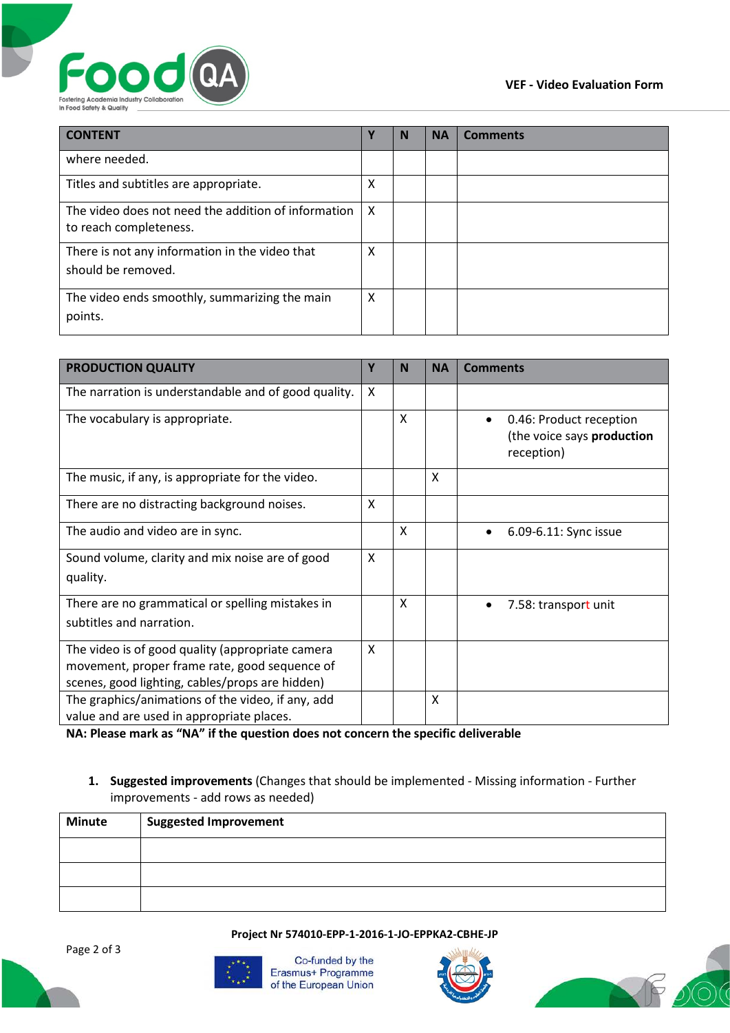| CONTENT | Y | N | NA | Comments |
|---|---|---|---|---|
| where needed. | | | | |
| Titles and subtitles are appropriate. | X | | | |
| The video does not need the addition of information to reach completeness. | X | | | |
| There is not any information in the video that should be removed. | X | | | |
| The video ends smoothly, summarizing the main points. | X | | | |

| PRODUCTION QUALITY | Y | N | NA | Comments |
|---|---|---|---|---|
| The narration is understandable and of good quality. | X | | | |
| The vocabulary is appropriate. | | X | | • 0.46: Product reception (the voice says **production** reception) |
| The music, if any, is appropriate for the video. | | | X | |
| There are no distracting background noises. | X | | | |
| The audio and video are in sync. | | X | | • 6.09-6.11: Sync issue |
| Sound volume, clarity and mix noise are of good quality. | X | | | |
| There are no grammatical or spelling mistakes in subtitles and narration. | | X | | • 7.58: transport unit |
| The video is of good quality (appropriate camera movement, proper frame rate, good sequence of scenes, good lighting, cables/props are hidden) | X | | | |
| The graphics/animations of the video, if any, add value and are used in appropriate places. | | | X | |

**NA: Please mark as "NA" if the question does not concern the specific deliverable**

1. **Suggested improvements** (Changes that should be implemented - Missing information - Further improvements - add rows as needed)

| Minute | Suggested Improvement |
|---|---|
| | |
| | |
| | |

**Project Nr 574010-EPP-1-2016-1-JO-EPPKA2-CBHE-JP**

Co-funded by the Erasmus+ Programme of the European Union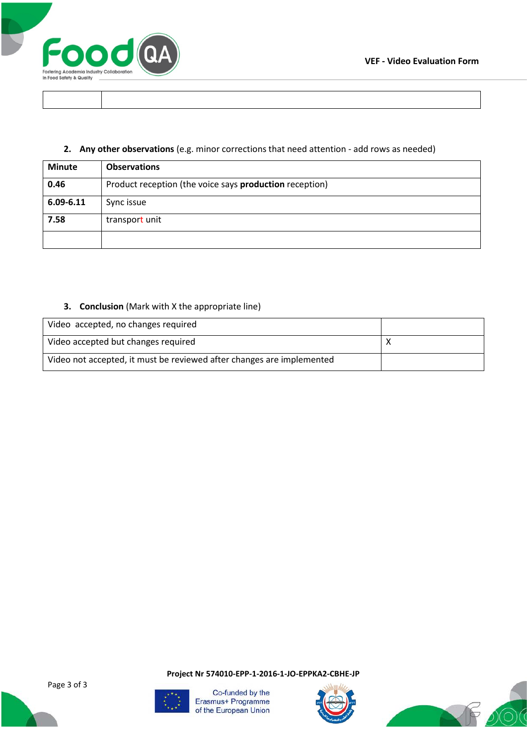| | |
|---|---|
| | |

2. **Any other observations** (e.g. minor corrections that need attention - add rows as needed)

| **Minute** | **Observations** |
|---|---|
| **0.46** | Product reception (the voice says **production** reception) |
| **6.09-6.11** | Sync issue |
| **7.58** | transport unit |
| | |

3. **Conclusion** (Mark with X the appropriate line)

| | |
|---|---|
| Video accepted, no changes required | |
| Video accepted but changes required | X |
| Video not accepted, it must be reviewed after changes are implemented | |